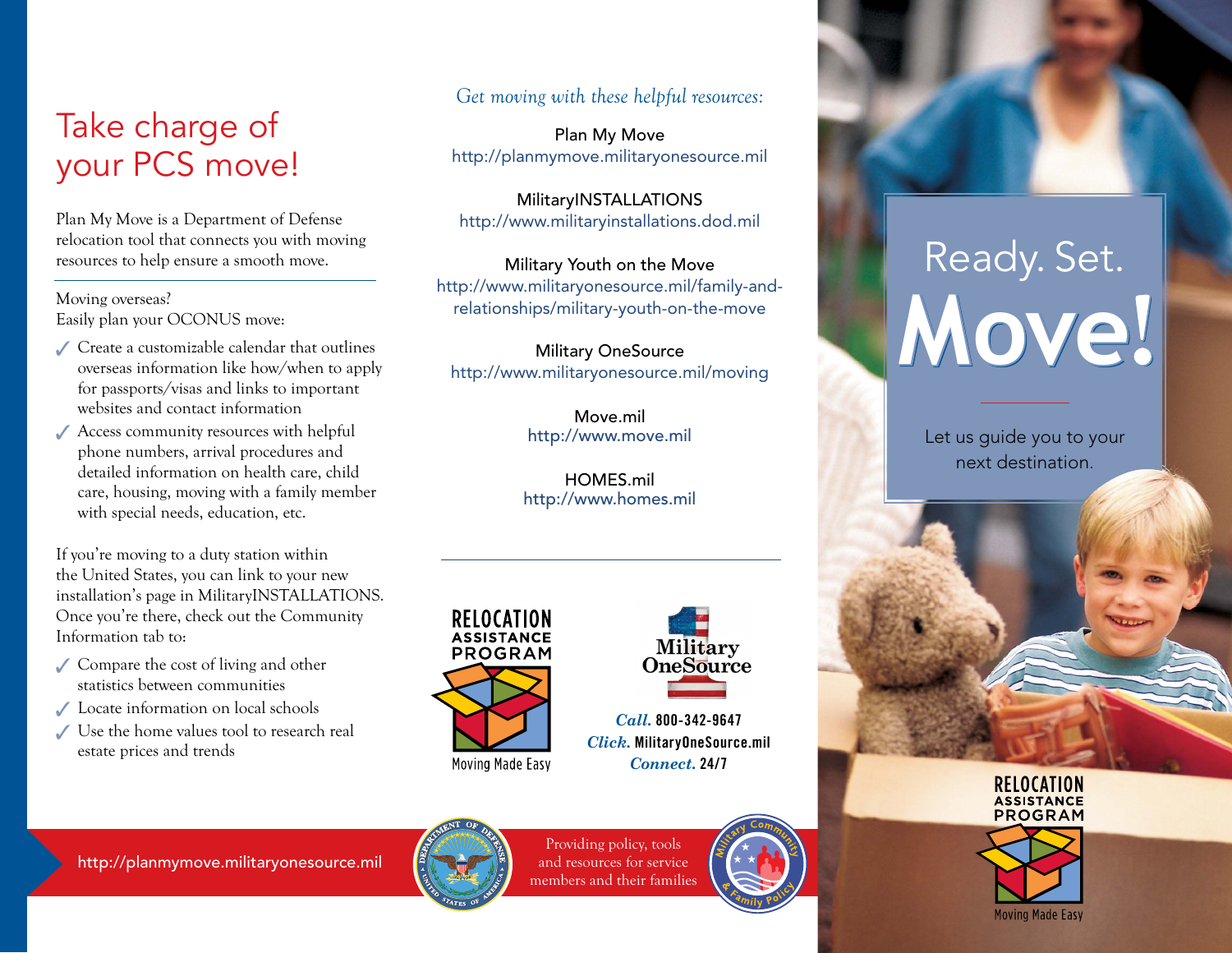# Take charge of your PCS move!

Plan My Move is a Department of Defense relocation tool that connects you with moving resources to help ensure a smooth move.

Moving overseas?
Easily plan your OCONUS move:

- ✓ Create a customizable calendar that outlines overseas information like how/when to apply for passports/visas and links to important websites and contact information
- ✓ Access community resources with helpful phone numbers, arrival procedures and detailed information on health care, child care, housing, moving with a family member with special needs, education, etc.

If you're moving to a duty station within the United States, you can link to your new installation's page in MilitaryINSTALLATIONS. Once you're there, check out the Community Information tab to:

- ✓ Compare the cost of living and other statistics between communities
- ✓ Locate information on local schools
- ✓ Use the home values tool to research real estate prices and trends

*Get moving with these helpful resources:*

Plan My Move
http://planmymove.militaryonesource.mil

MilitaryINSTALLATIONS
http://www.militaryinstallations.dod.mil

Military Youth on the Move
http://www.militaryonesource.mil/family-and-relationships/military-youth-on-the-move

Military OneSource
http://www.militaryonesource.mil/moving

Move.mil
http://www.move.mil

HOMES.mil
http://www.homes.mil

RELOCATION ASSISTANCE PROGRAM
Moving Made Easy

Military OneSource

***Call.*** 800-342-9647
***Click.*** MilitaryOneSource.mil
***Connect.*** 24/7

http://planmymove.militaryonesource.mil

Providing policy, tools and resources for service members and their families

# Ready. Set. Move!

Let us guide you to your next destination.

RELOCATION ASSISTANCE PROGRAM
Moving Made Easy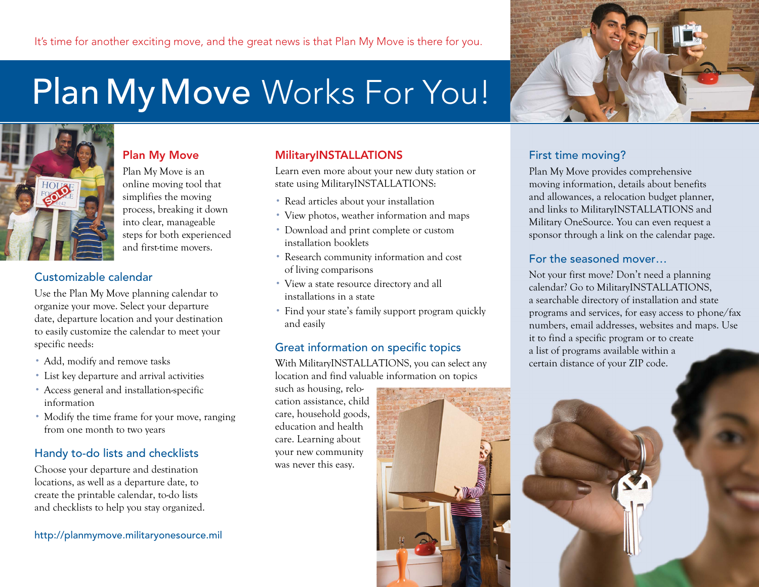It's time for another exciting move, and the great news is that Plan My Move is there for you.

# Plan My Move Works For You!

## Plan My Move

Plan My Move is an online moving tool that simplifies the moving process, breaking it down into clear, manageable steps for both experienced and first-time movers.

## Customizable calendar

Use the Plan My Move planning calendar to organize your move. Select your departure date, departure location and your destination to easily customize the calendar to meet your specific needs:

- Add, modify and remove tasks
- List key departure and arrival activities
- Access general and installation-specific information
- Modify the time frame for your move, ranging from one month to two years

## Handy to-do lists and checklists

Choose your departure and destination locations, as well as a departure date, to create the printable calendar, to-do lists and checklists to help you stay organized.

http://planmymove.militaryonesource.mil

## MilitaryINSTALLATIONS

Learn even more about your new duty station or state using MilitaryINSTALLATIONS:

- Read articles about your installation
- View photos, weather information and maps
- Download and print complete or custom installation booklets
- Research community information and cost of living comparisons
- View a state resource directory and all installations in a state
- Find your state's family support program quickly and easily

## Great information on specific topics

With MilitaryINSTALLATIONS, you can select any location and find valuable information on topics such as housing, relocation assistance, child care, household goods, education and health care. Learning about your new community was never this easy.

## First time moving?

Plan My Move provides comprehensive moving information, details about benefits and allowances, a relocation budget planner, and links to MilitaryINSTALLATIONS and Military OneSource. You can even request a sponsor through a link on the calendar page.

## For the seasoned mover…

Not your first move? Don't need a planning calendar? Go to MilitaryINSTALLATIONS, a searchable directory of installation and state programs and services, for easy access to phone/fax numbers, email addresses, websites and maps. Use it to find a specific program or to create a list of programs available within a certain distance of your ZIP code.